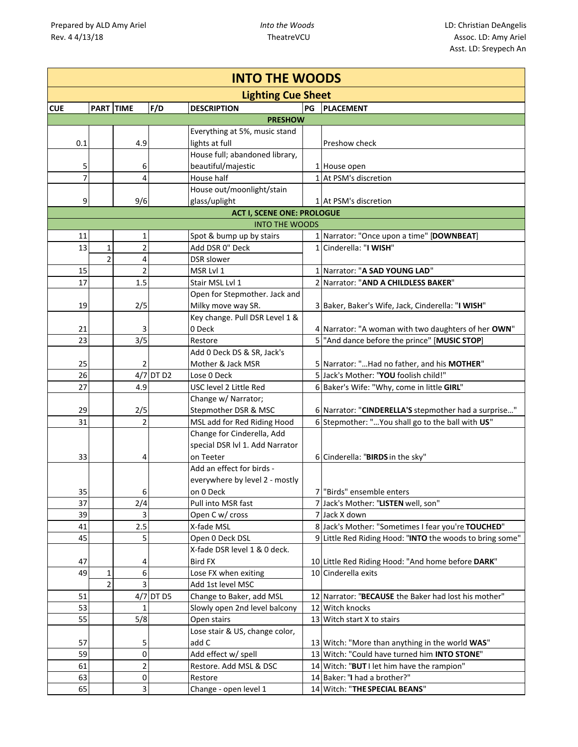Prepared by ALD Amy Ariel
Rev. 4 4/13/18

*Into the Woods*
TheatreVCU

LD: Christian DeAngelis
Assoc. LD: Amy Ariel
Asst. LD: Sreypech An

# INTO THE WOODS

## Lighting Cue Sheet

| CUE | PART | TIME | F/D | DESCRIPTION | PG | PLACEMENT |
|---|---|---|---|---|---|---|
| **PRESHOW** | | | | | | |
| 0.1 | | 4.9 | | Everything at 5%, music stand lights at full | | Preshow check |
| 5 | | 6 | | House full; abandoned library, beautiful/majestic | 1 | House open |
| 7 | | 4 | | House half | 1 | At PSM's discretion |
| 9 | | 9/6 | | House out/moonlight/stain glass/uplight | 1 | At PSM's discretion |
| **ACT I, SCENE ONE: PROLOGUE** | | | | | | |
| INTO THE WOODS | | | | | | |
| 11 | | 1 | | Spot & bump up by stairs | 1 | Narrator: "Once upon a time" [**DOWNBEAT**] |
| 13 | 1 | 2 | | Add DSR 0" Deck | 1 | Cinderella: "**I WISH**" |
| | 2 | 4 | | DSR slower | | |
| 15 | | 2 | | MSR Lvl 1 | 1 | Narrator: "**A SAD YOUNG LAD**" |
| 17 | | 1.5 | | Stair MSL Lvl 1 | 2 | Narrator: "**AND A CHILDLESS BAKER**" |
| 19 | | 2/5 | | Open for Stepmother. Jack and Milky move way SR. | 3 | Baker, Baker's Wife, Jack, Cinderella: "**I WISH**" |
| 21 | | 3 | | Key change. Pull DSR Level 1 & 0 Deck | 4 | Narrator: "A woman with two daughters of her **OWN**" |
| 23 | | 3/5 | | Restore | 5 | "And dance before the prince" [**MUSIC STOP**] |
| 25 | | 2 | | Add 0 Deck DS & SR, Jack's Mother & Jack MSR | 5 | Narrator: "…Had no father, and his **MOTHER**" |
| 26 | | 4/7 | DT D2 | Lose 0 Deck | 5 | Jack's Mother: "**YOU** foolish child!" |
| 27 | | 4.9 | | USC level 2 Little Red | 6 | Baker's Wife: "Why, come in little **GIRL**" |
| 29 | | 2/5 | | Change w/ Narrator; Stepmother DSR & MSC | 6 | Narrator: "**CINDERELLA'S** stepmother had a surprise…" |
| 31 | | 2 | | MSL add for Red Riding Hood | 6 | Stepmother: "…You shall go to the ball with **US**" |
| 33 | | 4 | | Change for Cinderella, Add special DSR lvl 1. Add Narrator on Teeter | 6 | Cinderella: "**BIRDS** in the sky" |
| 35 | | 6 | | Add an effect for birds - everywhere by level 2 - mostly on 0 Deck | 7 | "Birds" ensemble enters |
| 37 | | 2/4 | | Pull into MSR fast | 7 | Jack's Mother: "**LISTEN** well, son" |
| 39 | | 3 | | Open C w/ cross | 7 | Jack X down |
| 41 | | 2.5 | | X-fade MSL | 8 | Jack's Mother: "Sometimes I fear you're **TOUCHED**" |
| 45 | | 5 | | Open 0 Deck DSL | 9 | Little Red Riding Hood: "**INTO** the woods to bring some" |
| 47 | | 4 | | X-fade DSR level 1 & 0 deck. Bird FX | 10 | Little Red Riding Hood: "And home before **DARK**" |
| 49 | 1 | 6 | | Lose FX when exiting | 10 | Cinderella exits |
| | 2 | 3 | | Add 1st level MSC | | |
| 51 | | 4/7 | DT D5 | Change to Baker, add MSL | 12 | Narrator: "**BECAUSE** the Baker had lost his mother" |
| 53 | | 1 | | Slowly open 2nd level balcony | 12 | Witch knocks |
| 55 | | 5/8 | | Open stairs | 13 | Witch start X to stairs |
| 57 | | 5 | | Lose stair & US, change color, add C | 13 | Witch: "More than anything in the world **WAS**" |
| 59 | | 0 | | Add effect w/ spell | 13 | Witch: "Could have turned him **INTO STONE**" |
| 61 | | 2 | | Restore. Add MSL & DSC | 14 | Witch: "**BUT** I let him have the rampion" |
| 63 | | 0 | | Restore | 14 | Baker: "**I** had a brother?" |
| 65 | | 3 | | Change - open level 1 | 14 | Witch: "**THE SPECIAL BEANS**" |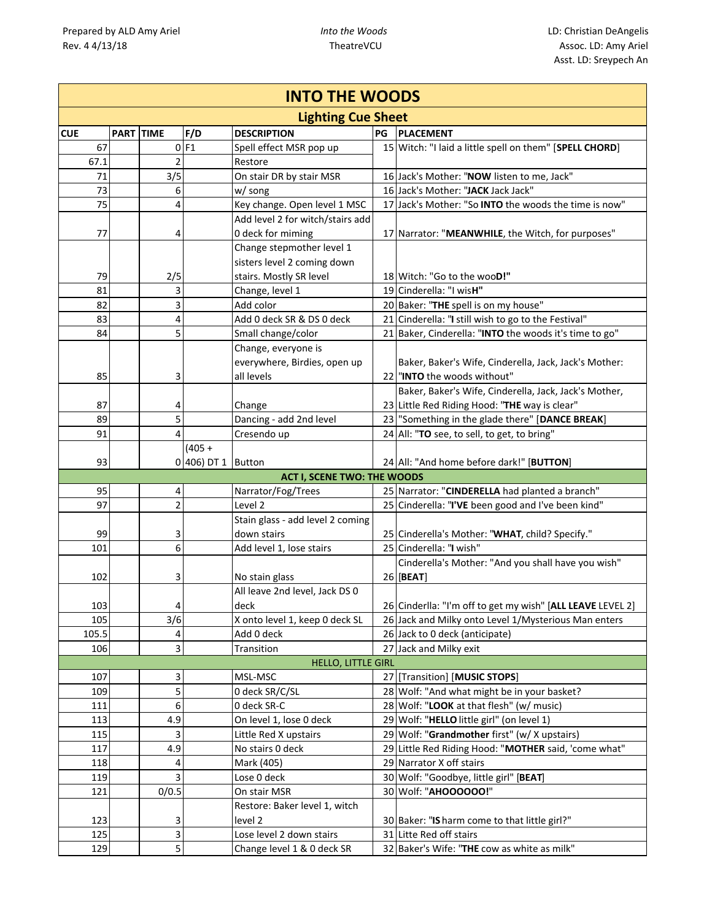Prepared by ALD Amy Ariel
Rev. 4 4/13/18

*Into the Woods*
TheatreVCU

LD: Christian DeAngelis
Assoc. LD: Amy Ariel
Asst. LD: Sreypech An

# INTO THE WOODS

## Lighting Cue Sheet

| CUE | PART | TIME | F/D | DESCRIPTION | PG | PLACEMENT |
|---|---|---|---|---|---|---|
| 67 | | 0 | F1 | Spell effect MSR pop up | 15 | Witch: "I laid a little spell on them" [**SPELL CHORD**] |
| 67.1 | | 2 | | Restore | | |
| 71 | | 3/5 | | On stair DR by stair MSR | 16 | Jack's Mother: "**NOW** listen to me, Jack" |
| 73 | | 6 | | w/ song | 16 | Jack's Mother: "**JACK** Jack Jack" |
| 75 | | 4 | | Key change. Open level 1 MSC | 17 | Jack's Mother: "So **INTO** the woods the time is now" |
| 77 | | 4 | | Add level 2 for witch/stairs add 0 deck for miming | 17 | Narrator: "**MEANWHILE**, the Witch, for purposes" |
| 79 | | 2/5 | | Change stepmother level 1 sisters level 2 coming down stairs. Mostly SR level | 18 | Witch: "Go to the woo**D!**" |
| 81 | | 3 | | Change, level 1 | 19 | Cinderella: "I wis**H**" |
| 82 | | 3 | | Add color | 20 | Baker: "**THE** spell is on my house" |
| 83 | | 4 | | Add 0 deck SR & DS 0 deck | 21 | Cinderella: "**I** still wish to go to the Festival" |
| 84 | | 5 | | Small change/color | 21 | Baker, Cinderella: "**INTO** the woods it's time to go" |
| 85 | | 3 | | Change, everyone is everywhere, Birdies, open up all levels | 22 | Baker, Baker's Wife, Cinderella, Jack, Jack's Mother: "**INTO** the woods without" |
| 87 | | 4 | | Change | 23 | Baker, Baker's Wife, Cinderella, Jack, Jack's Mother, Little Red Riding Hood: "**THE** way is clear" |
| 89 | | 5 | | Dancing - add 2nd level | 23 | "Something in the glade there" [**DANCE BREAK**] |
| 91 | | 4 | | Cresendo up | 24 | All: "**TO** see, to sell, to get, to bring" |
| 93 | | 0 | (405 + 406) DT 1 | Button | 24 | All: "And home before dark!" [**BUTTON**] |
| | | | | **ACT I, SCENE TWO: THE WOODS** | | |
| 95 | | 4 | | Narrator/Fog/Trees | 25 | Narrator: "**CINDERELLA** had planted a branch" |
| 97 | | 2 | | Level 2 | 25 | Cinderella: "**I'VE** been good and I've been kind" |
| 99 | | 3 | | Stain glass - add level 2 coming down stairs | 25 | Cinderella's Mother: "**WHAT**, child? Specify." |
| 101 | | 6 | | Add level 1, lose stairs | 25 | Cinderella: "**I** wish" |
| 102 | | 3 | | No stain glass | 26 | Cinderella's Mother: "And you shall have you wish" [**BEAT**] |
| 103 | | 4 | | All leave 2nd level, Jack DS 0 deck | 26 | Cinderlla: "I'm off to get my wish" [**ALL LEAVE LEVEL 2**] |
| 105 | | 3/6 | | X onto level 1, keep 0 deck SL | 26 | Jack and Milky onto Level 1/Mysterious Man enters |
| 105.5 | | 4 | | Add 0 deck | 26 | Jack to 0 deck (anticipate) |
| 106 | | 3 | | Transition | 27 | Jack and Milky exit |
| | | | | HELLO, LITTLE GIRL | | |
| 107 | | 3 | | MSL-MSC | 27 | [Transition] [**MUSIC STOPS**] |
| 109 | | 5 | | 0 deck SR/C/SL | 28 | Wolf: "And what might be in your basket? |
| 111 | | 6 | | 0 deck SR-C | 28 | Wolf: "**LOOK** at that flesh" (w/ music) |
| 113 | | 4.9 | | On level 1, lose 0 deck | 29 | Wolf: "**HELLO** little girl" (on level 1) |
| 115 | | 3 | | Little Red X upstairs | 29 | Wolf: "**Grandmother** first" (w/ X upstairs) |
| 117 | | 4.9 | | No stairs 0 deck | 29 | Little Red Riding Hood: "**MOTHER** said, 'come what" |
| 118 | | 4 | | Mark (405) | 29 | Narrator X off stairs |
| 119 | | 3 | | Lose 0 deck | 30 | Wolf: "Goodbye, little girl" [**BEAT**] |
| 121 | | 0/0.5 | | On stair MSR | 30 | Wolf: "**AHOOOOOO!**" |
| 123 | | 3 | | Restore: Baker level 1, witch level 2 | 30 | Baker: "**IS** harm come to that little girl?" |
| 125 | | 3 | | Lose level 2 down stairs | 31 | Litte Red off stairs |
| 129 | | 5 | | Change level 1 & 0 deck SR | 32 | Baker's Wife: "**THE** cow as white as milk" |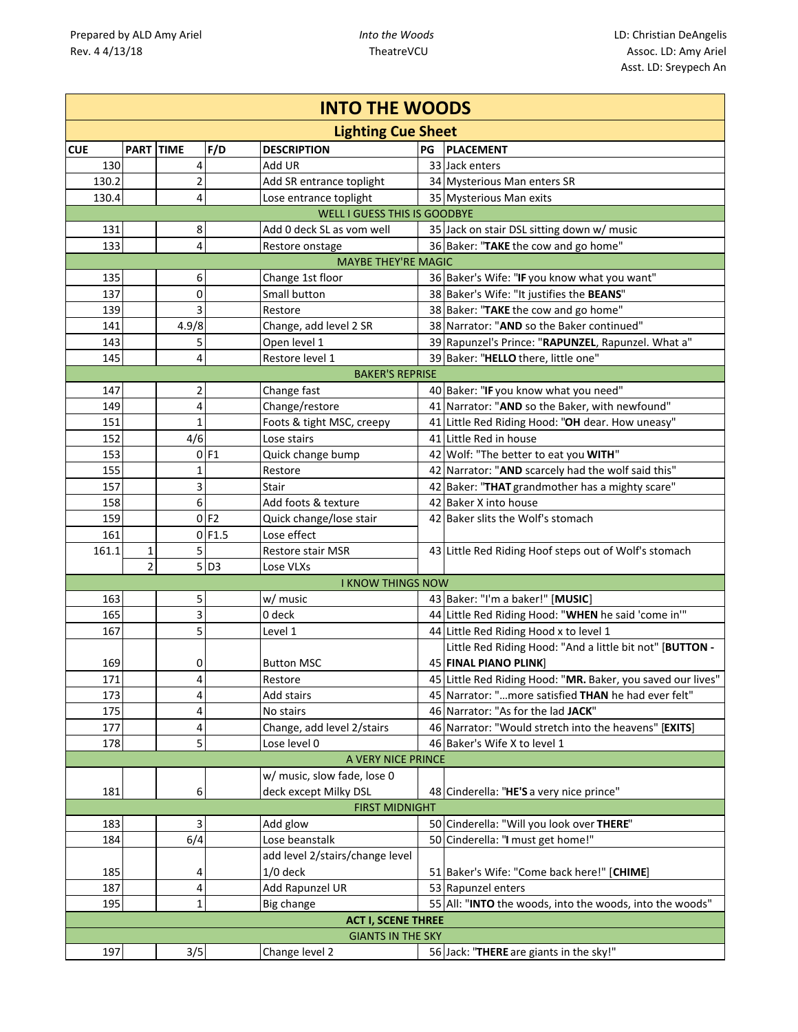Prepared by ALD Amy Ariel
Rev. 4 4/13/18

*Into the Woods*
TheatreVCU

LD: Christian DeAngelis
Assoc. LD: Amy Ariel
Asst. LD: Sreypech An

# INTO THE WOODS

## Lighting Cue Sheet

| CUE | PART | TIME | F/D | DESCRIPTION | PG | PLACEMENT |
|---|---|---|---|---|---|---|
| 130 | | 4 | | Add UR | 33 | Jack enters |
| 130.2 | | 2 | | Add SR entrance toplight | 34 | Mysterious Man enters SR |
| 130.4 | | 4 | | Lose entrance toplight | 35 | Mysterious Man exits |
| | | | | WELL I GUESS THIS IS GOODBYE | | |
| 131 | | 8 | | Add 0 deck SL as vom well | 35 | Jack on stair DSL sitting down w/ music |
| 133 | | 4 | | Restore onstage | 36 | Baker: "**TAKE** the cow and go home" |
| | | | | MAYBE THEY'RE MAGIC | | |
| 135 | | 6 | | Change 1st floor | 36 | Baker's Wife: "**IF** you know what you want" |
| 137 | | 0 | | Small button | 38 | Baker's Wife: "It justifies the **BEANS**" |
| 139 | | 3 | | Restore | 38 | Baker: "**TAKE** the cow and go home" |
| 141 | | 4.9/8 | | Change, add level 2 SR | 38 | Narrator: "**AND** so the Baker continued" |
| 143 | | 5 | | Open level 1 | 39 | Rapunzel's Prince: "**RAPUNZEL**, Rapunzel. What a" |
| 145 | | 4 | | Restore level 1 | 39 | Baker: "**HELLO** there, little one" |
| | | | | BAKER'S REPRISE | | |
| 147 | | 2 | | Change fast | 40 | Baker: "**IF** you know what you need" |
| 149 | | 4 | | Change/restore | 41 | Narrator: "**AND** so the Baker, with newfound" |
| 151 | | 1 | | Foots & tight MSC, creepy | 41 | Little Red Riding Hood: "**OH** dear. How uneasy" |
| 152 | | 4/6 | | Lose stairs | 41 | Little Red in house |
| 153 | | 0 | F1 | Quick change bump | 42 | Wolf: "The better to eat you **WITH**" |
| 155 | | 1 | | Restore | 42 | Narrator: "**AND** scarcely had the wolf said this" |
| 157 | | 3 | | Stair | 42 | Baker: "**THAT** grandmother has a mighty scare" |
| 158 | | 6 | | Add foots & texture | 42 | Baker X into house |
| 159 | | 0 | F2 | Quick change/lose stair | 42 | Baker slits the Wolf's stomach |
| 161 | | 0 | F1.5 | Lose effect | | |
| 161.1 | 1 | 5 | | Restore stair MSR | 43 | Little Red Riding Hoof steps out of Wolf's stomach |
| | 2 | 5 | D3 | Lose VLXs | | |
| | | | | I KNOW THINGS NOW | | |
| 163 | | 5 | | w/ music | 43 | Baker: "I'm a baker!" [**MUSIC**] |
| 165 | | 3 | | 0 deck | 44 | Little Red Riding Hood: "**WHEN** he said 'come in'" |
| 167 | | 5 | | Level 1 | 44 | Little Red Riding Hood x to level 1 |
| 169 | | 0 | | Button MSC | 45 | Little Red Riding Hood: "And a little bit not" [**BUTTON - FINAL PIANO PLINK**] |
| 171 | | 4 | | Restore | 45 | Little Red Riding Hood: "**MR.** Baker, you saved our lives" |
| 173 | | 4 | | Add stairs | 45 | Narrator: "...more satisfied **THAN** he had ever felt" |
| 175 | | 4 | | No stairs | 46 | Narrator: "As for the lad **JACK**" |
| 177 | | 4 | | Change, add level 2/stairs | 46 | Narrator: "Would stretch into the heavens" [**EXITS**] |
| 178 | | 5 | | Lose level 0 | 46 | Baker's Wife X to level 1 |
| | | | | A VERY NICE PRINCE | | |
| 181 | | 6 | | w/ music, slow fade, lose 0 deck except Milky DSL | 48 | Cinderella: "**HE'S** a very nice prince" |
| | | | | FIRST MIDNIGHT | | |
| 183 | | 3 | | Add glow | 50 | Cinderella: "Will you look over **THERE**" |
| 184 | | 6/4 | | Lose beanstalk | 50 | Cinderella: "**I** must get home!" |
| 185 | | 4 | | add level 2/stairs/change level 1/0 deck | 51 | Baker's Wife: "Come back here!" [**CHIME**] |
| 187 | | 4 | | Add Rapunzel UR | 53 | Rapunzel enters |
| 195 | | 1 | | Big change | 55 | All: "**INTO** the woods, into the woods, into the woods" |
| | | | | **ACT I, SCENE THREE** | | |
| | | | | GIANTS IN THE SKY | | |
| 197 | | 3/5 | | Change level 2 | 56 | Jack: "**THERE** are giants in the sky!" |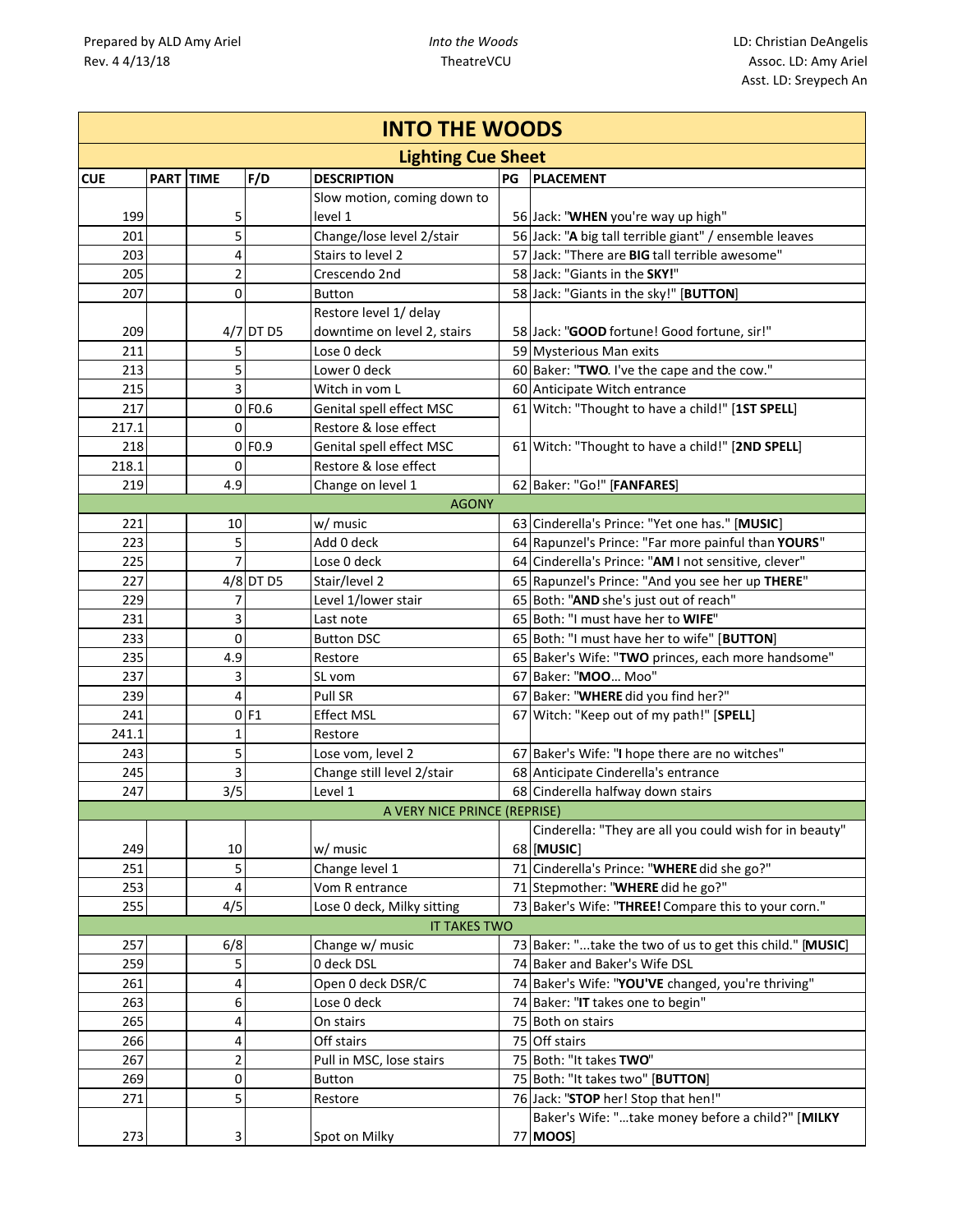Prepared by ALD Amy Ariel
Rev. 4 4/13/18

*Into the Woods*
TheatreVCU

LD: Christian DeAngelis
Assoc. LD: Amy Ariel
Asst. LD: Sreypech An

# INTO THE WOODS

## Lighting Cue Sheet

| CUE | PART | TIME | F/D | DESCRIPTION | PG | PLACEMENT |
|---|---|---|---|---|---|---|
| 199 | | 5 | | Slow motion, coming down to level 1 | 56 | Jack: "**WHEN** you're way up high" |
| 201 | | 5 | | Change/lose level 2/stair | 56 | Jack: "**A** big tall terrible giant" / ensemble leaves |
| 203 | | 4 | | Stairs to level 2 | 57 | Jack: "There are **BIG** tall terrible awesome" |
| 205 | | 2 | | Crescendo 2nd | 58 | Jack: "Giants in the **SKY!**" |
| 207 | | 0 | | Button | 58 | Jack: "Giants in the sky!" [**BUTTON**] |
| 209 | | 4/7 | DT D5 | Restore level 1/ delay downtime on level 2, stairs | 58 | Jack: "**GOOD** fortune! Good fortune, sir!" |
| 211 | | 5 | | Lose 0 deck | 59 | Mysterious Man exits |
| 213 | | 5 | | Lower 0 deck | 60 | Baker: "**TWO**. I've the cape and the cow." |
| 215 | | 3 | | Witch in vom L | 60 | Anticipate Witch entrance |
| 217 | | 0 | F0.6 | Genital spell effect MSC | 61 | Witch: "Thought to have a child!" [**1ST SPELL**] |
| 217.1 | | 0 | | Restore & lose effect | | |
| 218 | | 0 | F0.9 | Genital spell effect MSC | 61 | Witch: "Thought to have a child!" [**2ND SPELL**] |
| 218.1 | | 0 | | Restore & lose effect | | |
| 219 | | 4.9 | | Change on level 1 | 62 | Baker: "Go!" [**FANFARES**] |
| | | | | AGONY | | |
| 221 | | 10 | | w/ music | 63 | Cinderella's Prince: "Yet one has." [**MUSIC**] |
| 223 | | 5 | | Add 0 deck | 64 | Rapunzel's Prince: "Far more painful than **YOURS**" |
| 225 | | 7 | | Lose 0 deck | 64 | Cinderella's Prince: "**AM** I not sensitive, clever" |
| 227 | | 4/8 | DT D5 | Stair/level 2 | 65 | Rapunzel's Prince: "And you see her up **THERE**" |
| 229 | | 7 | | Level 1/lower stair | 65 | Both: "**AND** she's just out of reach" |
| 231 | | 3 | | Last note | 65 | Both: "I must have her to **WIFE**" |
| 233 | | 0 | | Button DSC | 65 | Both: "I must have her to wife" [**BUTTON**] |
| 235 | | 4.9 | | Restore | 65 | Baker's Wife: "**TWO** princes, each more handsome" |
| 237 | | 3 | | SL vom | 67 | Baker: "**MOO**… Moo" |
| 239 | | 4 | | Pull SR | 67 | Baker: "**WHERE** did you find her?" |
| 241 | | 0 | F1 | Effect MSL | 67 | Witch: "Keep out of my path!" [**SPELL**] |
| 241.1 | | 1 | | Restore | | |
| 243 | | 5 | | Lose vom, level 2 | 67 | Baker's Wife: "**I** hope there are no witches" |
| 245 | | 3 | | Change still level 2/stair | 68 | Anticipate Cinderella's entrance |
| 247 | | 3/5 | | Level 1 | 68 | Cinderella halfway down stairs |
| | | | | A VERY NICE PRINCE (REPRISE) | | |
| 249 | | 10 | | w/ music | 68 | Cinderella: "They are all you could wish for in beauty" [**MUSIC**] |
| 251 | | 5 | | Change level 1 | 71 | Cinderella's Prince: "**WHERE** did she go?" |
| 253 | | 4 | | Vom R entrance | 71 | Stepmother: "**WHERE** did he go?" |
| 255 | | 4/5 | | Lose 0 deck, Milky sitting | 73 | Baker's Wife: "**THREE!** Compare this to your corn." |
| | | | | IT TAKES TWO | | |
| 257 | | 6/8 | | Change w/ music | 73 | Baker: "…take the two of us to get this child." [**MUSIC**] |
| 259 | | 5 | | 0 deck DSL | 74 | Baker and Baker's Wife DSL |
| 261 | | 4 | | Open 0 deck DSR/C | 74 | Baker's Wife: "**YOU'VE** changed, you're thriving" |
| 263 | | 6 | | Lose 0 deck | 74 | Baker: "**IT** takes one to begin" |
| 265 | | 4 | | On stairs | 75 | Both on stairs |
| 266 | | 4 | | Off stairs | 75 | Off stairs |
| 267 | | 2 | | Pull in MSC, lose stairs | 75 | Both: "It takes **TWO**" |
| 269 | | 0 | | Button | 75 | Both: "It takes two" [**BUTTON**] |
| 271 | | 5 | | Restore | 76 | Jack: "**STOP** her! Stop that hen!" |
| 273 | | 3 | | Spot on Milky | 77 | Baker's Wife: "…take money before a child?" [**MILKY MOOS**] |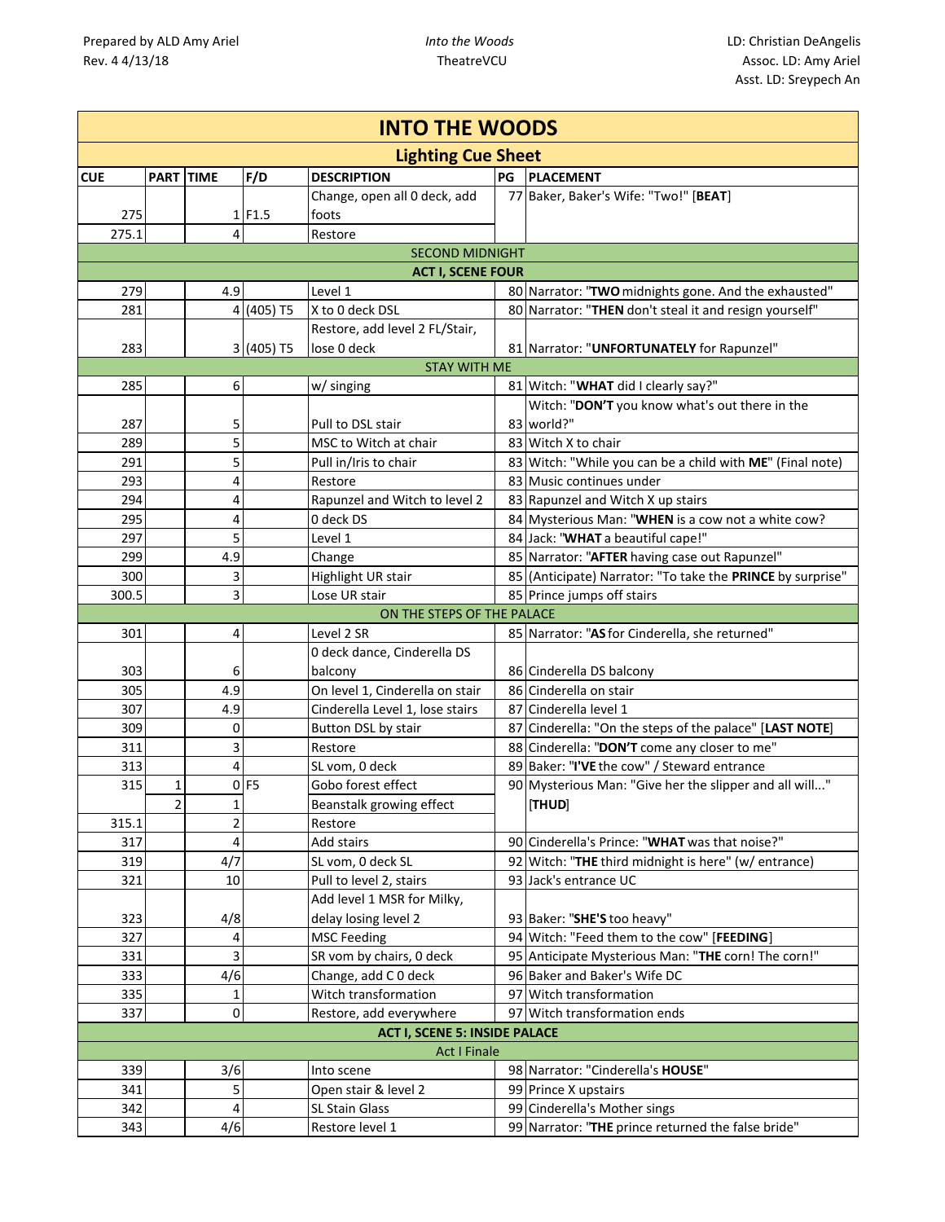Prepared by ALD Amy Ariel
Rev. 4 4/13/18

*Into the Woods*
TheatreVCU

LD: Christian DeAngelis
Assoc. LD: Amy Ariel
Asst. LD: Sreypech An

# INTO THE WOODS

## Lighting Cue Sheet

| CUE | PART | TIME | F/D | DESCRIPTION | PG | PLACEMENT |
|---|---|---|---|---|---|---|
| 275 | | 1 | F1.5 | Change, open all 0 deck, add foots | 77 | Baker, Baker's Wife: "Two!" [**BEAT**] |
| 275.1 | | 4 | | Restore | | |
| | | | | SECOND MIDNIGHT | | |
| | | | | **ACT I, SCENE FOUR** | | |
| 279 | | 4.9 | | Level 1 | 80 | Narrator: "**TWO** midnights gone. And the exhausted" |
| 281 | | 4 | (405) T5 | X to 0 deck DSL | 80 | Narrator: "**THEN** don't steal it and resign yourself" |
| 283 | | 3 | (405) T5 | Restore, add level 2 FL/Stair, lose 0 deck | 81 | Narrator: "**UNFORTUNATELY** for Rapunzel" |
| | | | | STAY WITH ME | | |
| 285 | | 6 | | w/ singing | 81 | Witch: "**WHAT** did I clearly say?" |
| 287 | | 5 | | Pull to DSL stair | 83 | Witch: "**DON'T** you know what's out there in the world?" |
| 289 | | 5 | | MSC to Witch at chair | 83 | Witch X to chair |
| 291 | | 5 | | Pull in/Iris to chair | 83 | Witch: "While you can be a child with **ME**" (Final note) |
| 293 | | 4 | | Restore | 83 | Music continues under |
| 294 | | 4 | | Rapunzel and Witch to level 2 | 83 | Rapunzel and Witch X up stairs |
| 295 | | 4 | | 0 deck DS | 84 | Mysterious Man: "**WHEN** is a cow not a white cow? |
| 297 | | 5 | | Level 1 | 84 | Jack: "**WHAT** a beautiful cape!" |
| 299 | | 4.9 | | Change | 85 | Narrator: "**AFTER** having case out Rapunzel" |
| 300 | | 3 | | Highlight UR stair | 85 | (Anticipate) Narrator: "To take the **PRINCE** by surprise" |
| 300.5 | | 3 | | Lose UR stair | 85 | Prince jumps off stairs |
| | | | | ON THE STEPS OF THE PALACE | | |
| 301 | | 4 | | Level 2 SR | 85 | Narrator: "**AS** for Cinderella, she returned" |
| 303 | | 6 | | 0 deck dance, Cinderella DS balcony | 86 | Cinderella DS balcony |
| 305 | | 4.9 | | On level 1, Cinderella on stair | 86 | Cinderella on stair |
| 307 | | 4.9 | | Cinderella Level 1, lose stairs | 87 | Cinderella level 1 |
| 309 | | 0 | | Button DSL by stair | 87 | Cinderella: "On the steps of the palace" [**LAST NOTE**] |
| 311 | | 3 | | Restore | 88 | Cinderella: "**DON'T** come any closer to me" |
| 313 | | 4 | | SL vom, 0 deck | 89 | Baker: "**I'VE** the cow" / Steward entrance |
| 315 | 1 | 0 | F5 | Gobo forest effect | 90 | Mysterious Man: "Give her the slipper and all will..." [**THUD**] |
| | 2 | 1 | | Beanstalk growing effect | | |
| 315.1 | | 2 | | Restore | | |
| 317 | | 4 | | Add stairs | 90 | Cinderella's Prince: "**WHAT** was that noise?" |
| 319 | | 4/7 | | SL vom, 0 deck SL | 92 | Witch: "**THE** third midnight is here" (w/ entrance) |
| 321 | | 10 | | Pull to level 2, stairs | 93 | Jack's entrance UC |
| 323 | | 4/8 | | Add level 1 MSR for Milky, delay losing level 2 | 93 | Baker: "**SHE'S** too heavy" |
| 327 | | 4 | | MSC Feeding | 94 | Witch: "Feed them to the cow" [**FEEDING**] |
| 331 | | 3 | | SR vom by chairs, 0 deck | 95 | Anticipate Mysterious Man: "**THE** corn! The corn!" |
| 333 | | 4/6 | | Change, add C 0 deck | 96 | Baker and Baker's Wife DC |
| 335 | | 1 | | Witch transformation | 97 | Witch transformation |
| 337 | | 0 | | Restore, add everywhere | 97 | Witch transformation ends |
| | | | | **ACT I, SCENE 5: INSIDE PALACE** | | |
| | | | | Act I Finale | | |
| 339 | | 3/6 | | Into scene | 98 | Narrator: "Cinderella's **HOUSE**" |
| 341 | | 5 | | Open stair & level 2 | 99 | Prince X upstairs |
| 342 | | 4 | | SL Stain Glass | 99 | Cinderella's Mother sings |
| 343 | | 4/6 | | Restore level 1 | 99 | Narrator: "**THE** prince returned the false bride" |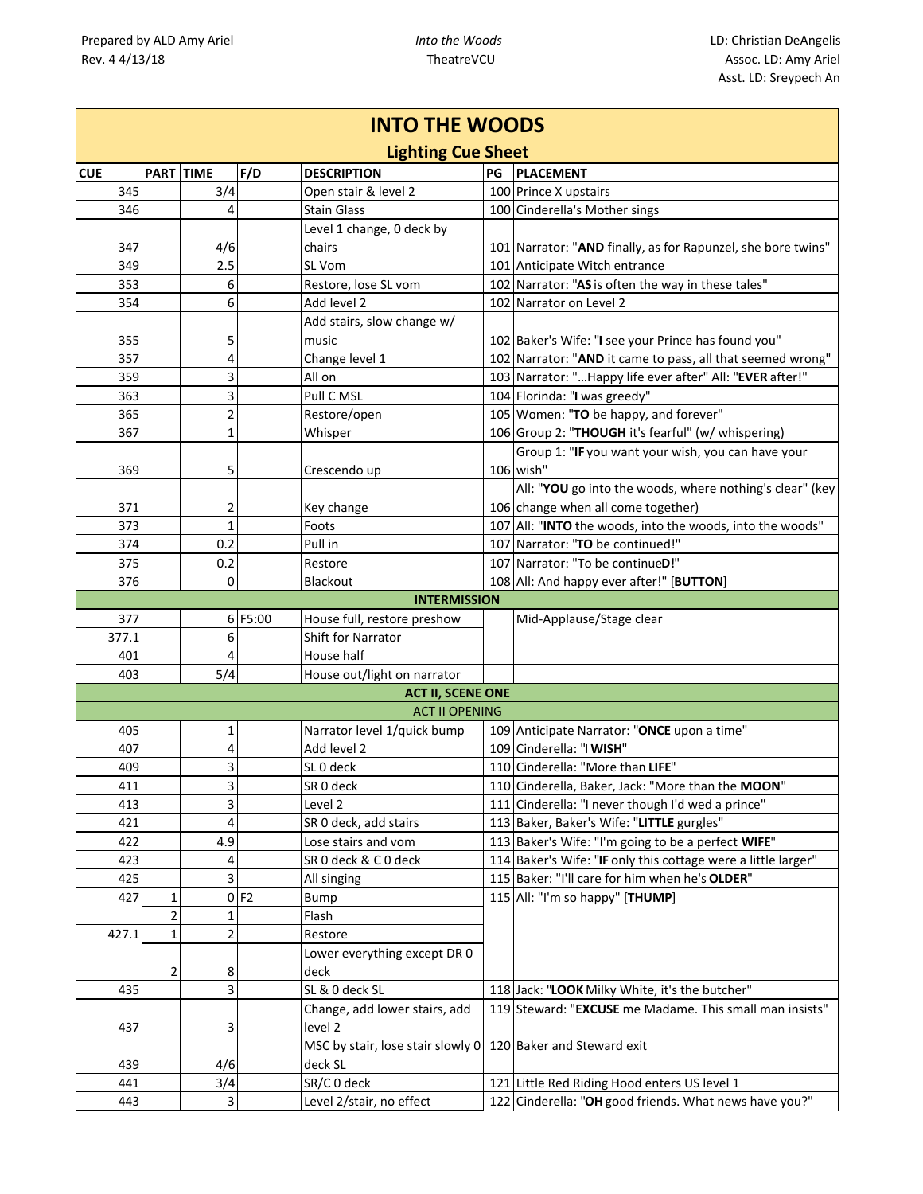Prepared by ALD Amy Ariel
Rev. 4 4/13/18

*Into the Woods*
TheatreVCU

LD: Christian DeAngelis
Assoc. LD: Amy Ariel
Asst. LD: Sreypech An

# INTO THE WOODS

## Lighting Cue Sheet

| CUE | PART | TIME | F/D | DESCRIPTION | PG | PLACEMENT |
|---|---|---|---|---|---|---|
| 345 | | 3/4 | | Open stair & level 2 | 100 | Prince X upstairs |
| 346 | | 4 | | Stain Glass | 100 | Cinderella's Mother sings |
| 347 | | 4/6 | | Level 1 change, 0 deck by chairs | 101 | Narrator: "**AND** finally, as for Rapunzel, she bore twins" |
| 349 | | 2.5 | | SL Vom | 101 | Anticipate Witch entrance |
| 353 | | 6 | | Restore, lose SL vom | 102 | Narrator: "**AS** is often the way in these tales" |
| 354 | | 6 | | Add level 2 | 102 | Narrator on Level 2 |
| 355 | | 5 | | Add stairs, slow change w/ music | 102 | Baker's Wife: "**I** see your Prince has found you" |
| 357 | | 4 | | Change level 1 | 102 | Narrator: "**AND** it came to pass, all that seemed wrong" |
| 359 | | 3 | | All on | 103 | Narrator: "…Happy life ever after" All: "**EVER** after!" |
| 363 | | 3 | | Pull C MSL | 104 | Florinda: "**I** was greedy" |
| 365 | | 2 | | Restore/open | 105 | Women: "**TO** be happy, and forever" |
| 367 | | 1 | | Whisper | 106 | Group 2: "**THOUGH** it's fearful" (w/ whispering) |
| 369 | | 5 | | Crescendo up | 106 | Group 1: "**IF** you want your wish, you can have your wish" |
| 371 | | 2 | | Key change | 106 | All: "**YOU** go into the woods, where nothing's clear" (key change when all come together) |
| 373 | | 1 | | Foots | 107 | All: "**INTO** the woods, into the woods, into the woods" |
| 374 | | 0.2 | | Pull in | 107 | Narrator: "**TO** be continued!" |
| 375 | | 0.2 | | Restore | 107 | Narrator: "To be continue**D!**" |
| 376 | | 0 | | Blackout | 108 | All: And happy ever after!" [**BUTTON**] |
| | | | | **INTERMISSION** | | |
| 377 | | 6 | F5:00 | House full, restore preshow | | Mid-Applause/Stage clear |
| 377.1 | | 6 | | Shift for Narrator | | |
| 401 | | 4 | | House half | | |
| 403 | | 5/4 | | House out/light on narrator | | |
| | | | | **ACT II, SCENE ONE** | | |
| | | | | ACT II OPENING | | |
| 405 | | 1 | | Narrator level 1/quick bump | 109 | Anticipate Narrator: "**ONCE** upon a time" |
| 407 | | 4 | | Add level 2 | 109 | Cinderella: "I **WISH**" |
| 409 | | 3 | | SL 0 deck | 110 | Cinderella: "More than **LIFE**" |
| 411 | | 3 | | SR 0 deck | 110 | Cinderella, Baker, Jack: "More than the **MOON**" |
| 413 | | 3 | | Level 2 | 111 | Cinderella: "**I** never though I'd wed a prince" |
| 421 | | 4 | | SR 0 deck, add stairs | 113 | Baker, Baker's Wife: "**LITTLE** gurgles" |
| 422 | | 4.9 | | Lose stairs and vom | 113 | Baker's Wife: "I'm going to be a perfect **WIFE**" |
| 423 | | 4 | | SR 0 deck & C 0 deck | 114 | Baker's Wife: "**IF** only this cottage were a little larger" |
| 425 | | 3 | | All singing | 115 | Baker: "I'll care for him when he's **OLDER**" |
| 427 | 1 | 0 | F2 | Bump | 115 | All: "I'm so happy" [**THUMP**] |
| | 2 | 1 | | Flash | | |
| 427.1 | 1 | 2 | | Restore | | |
| | 2 | 8 | | Lower everything except DR 0 deck | | |
| 435 | | 3 | | SL & 0 deck SL | 118 | Jack: "**LOOK** Milky White, it's the butcher" |
| 437 | | 3 | | Change, add lower stairs, add level 2 | 119 | Steward: "**EXCUSE** me Madame. This small man insists" |
| 439 | | 4/6 | | MSC by stair, lose stair slowly 0 deck SL | 120 | Baker and Steward exit |
| 441 | | 3/4 | | SR/C 0 deck | 121 | Little Red Riding Hood enters US level 1 |
| 443 | | 3 | | Level 2/stair, no effect | 122 | Cinderella: "**OH** good friends. What news have you?" |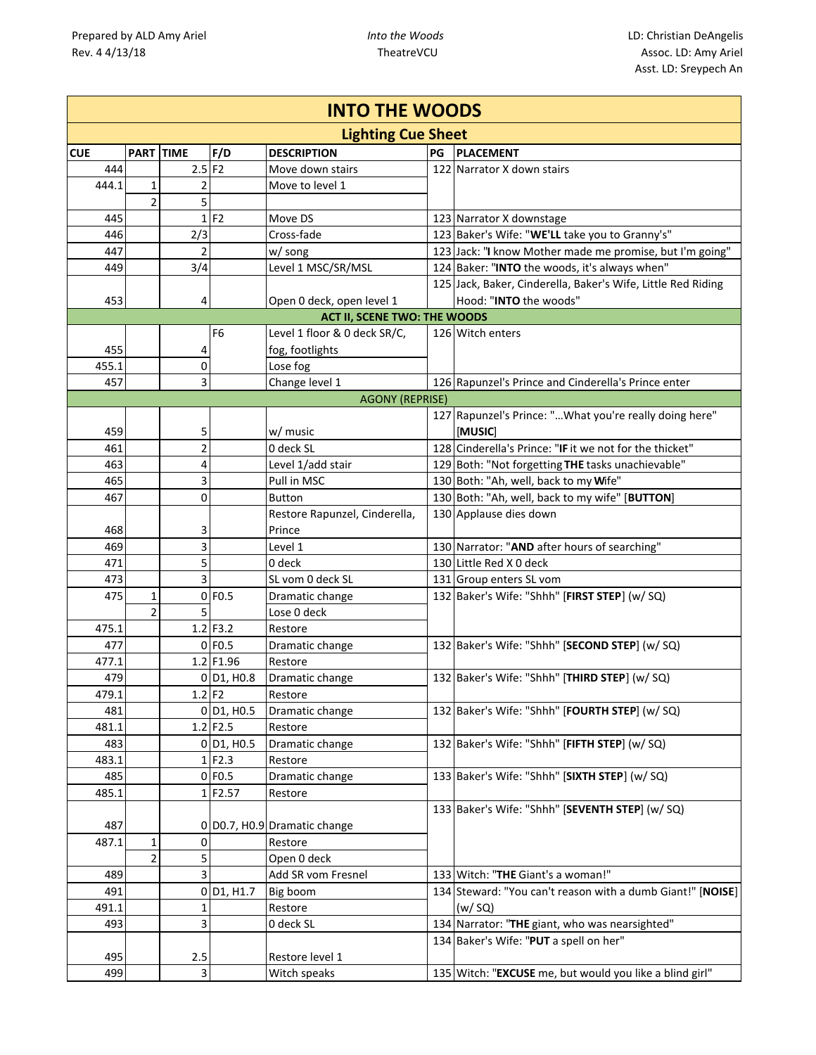Prepared by ALD Amy Ariel
Rev. 4 4/13/18

*Into the Woods*
TheatreVCU

LD: Christian DeAngelis
Assoc. LD: Amy Ariel
Asst. LD: Sreypech An

# INTO THE WOODS

## Lighting Cue Sheet

| CUE | PART | TIME | F/D | DESCRIPTION | PG | PLACEMENT |
|---|---|---|---|---|---|---|
| 444 | | 2.5 | F2 | Move down stairs | 122 | Narrator X down stairs |
| 444.1 | 1 | 2 | | Move to level 1 | | |
| | 2 | 5 | | | | |
| 445 | | 1 | F2 | Move DS | 123 | Narrator X downstage |
| 446 | | 2/3 | | Cross-fade | 123 | Baker's Wife: "**WE'LL** take you to Granny's" |
| 447 | | 2 | | w/ song | 123 | Jack: "**I** know Mother made me promise, but I'm going" |
| 449 | | 3/4 | | Level 1 MSC/SR/MSL | 124 | Baker: "**INTO** the woods, it's always when" |
| 453 | | 4 | | Open 0 deck, open level 1 | 125 | Jack, Baker, Cinderella, Baker's Wife, Little Red Riding Hood: "**INTO** the woods" |
| **ACT II, SCENE TWO: THE WOODS** | | | | | | |
| 455 | | 4 | F6 | Level 1 floor & 0 deck SR/C, fog, footlights | 126 | Witch enters |
| 455.1 | | 0 | | Lose fog | | |
| 457 | | 3 | | Change level 1 | 126 | Rapunzel's Prince and Cinderella's Prince enter |
| AGONY (REPRISE) | | | | | | |
| 459 | | 5 | | w/ music | 127 | Rapunzel's Prince: "…What you're really doing here" [**MUSIC**] |
| 461 | | 2 | | 0 deck SL | 128 | Cinderella's Prince: "**IF** it we not for the thicket" |
| 463 | | 4 | | Level 1/add stair | 129 | Both: "Not forgetting **THE** tasks unachievable" |
| 465 | | 3 | | Pull in MSC | 130 | Both: "Ah, well, back to my **W**ife" |
| 467 | | 0 | | Button | 130 | Both: "Ah, well, back to my wife" [**BUTTON**] |
| 468 | | 3 | | Restore Rapunzel, Cinderella, Prince | 130 | Applause dies down |
| 469 | | 3 | | Level 1 | 130 | Narrator: "**AND** after hours of searching" |
| 471 | | 5 | | 0 deck | 130 | Little Red X 0 deck |
| 473 | | 3 | | SL vom 0 deck SL | 131 | Group enters SL vom |
| 475 | 1 | 0 | F0.5 | Dramatic change | 132 | Baker's Wife: "Shhh" [**FIRST STEP**] (w/ SQ) |
| | 2 | 5 | | Lose 0 deck | | |
| 475.1 | | 1.2 | F3.2 | Restore | | |
| 477 | | 0 | F0.5 | Dramatic change | 132 | Baker's Wife: "Shhh" [**SECOND STEP**] (w/ SQ) |
| 477.1 | | 1.2 | F1.96 | Restore | | |
| 479 | | 0 | D1, H0.8 | Dramatic change | 132 | Baker's Wife: "Shhh" [**THIRD STEP**] (w/ SQ) |
| 479.1 | | 1.2 | F2 | Restore | | |
| 481 | | 0 | D1, H0.5 | Dramatic change | 132 | Baker's Wife: "Shhh" [**FOURTH STEP**] (w/ SQ) |
| 481.1 | | 1.2 | F2.5 | Restore | | |
| 483 | | 0 | D1, H0.5 | Dramatic change | 132 | Baker's Wife: "Shhh" [**FIFTH STEP**] (w/ SQ) |
| 483.1 | | 1 | F2.3 | Restore | | |
| 485 | | 0 | F0.5 | Dramatic change | 133 | Baker's Wife: "Shhh" [**SIXTH STEP**] (w/ SQ) |
| 485.1 | | 1 | F2.57 | Restore | | |
| 487 | | 0 | D0.7, H0.9 | Dramatic change | 133 | Baker's Wife: "Shhh" [**SEVENTH STEP**] (w/ SQ) |
| 487.1 | 1 | 0 | | Restore | | |
| | 2 | 5 | | Open 0 deck | | |
| 489 | | 3 | | Add SR vom Fresnel | 133 | Witch: "**THE** Giant's a woman!" |
| 491 | | 0 | D1, H1.7 | Big boom | 134 | Steward: "You can't reason with a dumb Giant!" [**NOISE**] (w/ SQ) |
| 491.1 | | 1 | | Restore | | |
| 493 | | 3 | | 0 deck SL | 134 | Narrator: "**THE** giant, who was nearsighted" |
| 495 | | 2.5 | | Restore level 1 | 134 | Baker's Wife: "**PUT** a spell on her" |
| 499 | | 3 | | Witch speaks | 135 | Witch: "**EXCUSE** me, but would you like a blind girl" |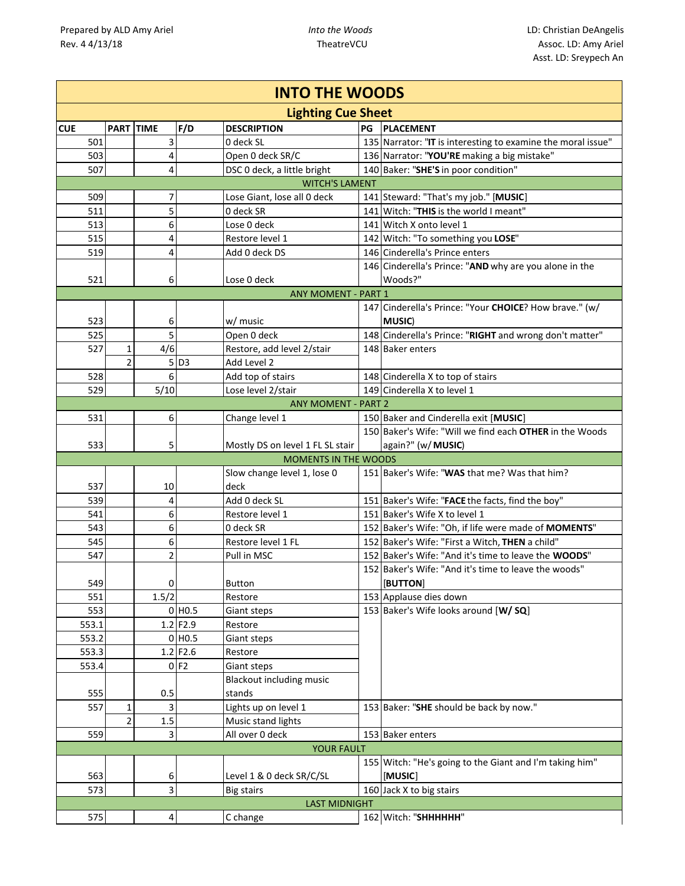Prepared by ALD Amy Ariel
Rev. 4 4/13/18

*Into the Woods*
TheatreVCU

LD: Christian DeAngelis
Assoc. LD: Amy Ariel
Asst. LD: Sreypech An

# INTO THE WOODS

## Lighting Cue Sheet

| CUE | PART | TIME | F/D | DESCRIPTION | PG | PLACEMENT |
|---|---|---|---|---|---|---|
| 501 | | 3 | | 0 deck SL | 135 | Narrator: "**IT** is interesting to examine the moral issue" |
| 503 | | 4 | | Open 0 deck SR/C | 136 | Narrator: "**YOU'RE** making a big mistake" |
| 507 | | 4 | | DSC 0 deck, a little bright | 140 | Baker: "**SHE'S** in poor condition" |
| | | | | WITCH'S LAMENT | | |
| 509 | | 7 | | Lose Giant, lose all 0 deck | 141 | Steward: "That's my job." [**MUSIC**] |
| 511 | | 5 | | 0 deck SR | 141 | Witch: "**THIS** is the world I meant" |
| 513 | | 6 | | Lose 0 deck | 141 | Witch X onto level 1 |
| 515 | | 4 | | Restore level 1 | 142 | Witch: "To something you **LOSE**" |
| 519 | | 4 | | Add 0 deck DS | 146 | Cinderella's Prince enters |
| 521 | | 6 | | Lose 0 deck | 146 | Cinderella's Prince: "**AND** why are you alone in the Woods?" |
| | | | | ANY MOMENT - PART 1 | | |
| 523 | | 6 | | w/ music | 147 | Cinderella's Prince: "Your **CHOICE**? How brave." (w/ **MUSIC**) |
| 525 | | 5 | | Open 0 deck | 148 | Cinderella's Prince: "**RIGHT** and wrong don't matter" |
| 527 | 1 | 4/6 | | Restore, add level 2/stair | 148 | Baker enters |
| | 2 | 5 | D3 | Add Level 2 | | |
| 528 | | 6 | | Add top of stairs | 148 | Cinderella X to top of stairs |
| 529 | | 5/10 | | Lose level 2/stair | 149 | Cinderella X to level 1 |
| | | | | ANY MOMENT - PART 2 | | |
| 531 | | 6 | | Change level 1 | 150 | Baker and Cinderella exit [**MUSIC**] |
| 533 | | 5 | | Mostly DS on level 1 FL SL stair | 150 | Baker's Wife: "Will we find each **OTHER** in the Woods again?" (w/ **MUSIC**) |
| | | | | MOMENTS IN THE WOODS | | |
| 537 | | 10 | | Slow change level 1, lose 0 deck | 151 | Baker's Wife: "**WAS** that me? Was that him? |
| 539 | | 4 | | Add 0 deck SL | 151 | Baker's Wife: "**FACE** the facts, find the boy" |
| 541 | | 6 | | Restore level 1 | 151 | Baker's Wife X to level 1 |
| 543 | | 6 | | 0 deck SR | 152 | Baker's Wife: "Oh, if life were made of **MOMENTS**" |
| 545 | | 6 | | Restore level 1 FL | 152 | Baker's Wife: "First a Witch, **THEN** a child" |
| 547 | | 2 | | Pull in MSC | 152 | Baker's Wife: "And it's time to leave the **WOODS**" |
| 549 | | 0 | | Button | 152 | Baker's Wife: "And it's time to leave the woods" [**BUTTON**] |
| 551 | | 1.5/2 | | Restore | 153 | Applause dies down |
| 553 | | 0 | H0.5 | Giant steps | 153 | Baker's Wife looks around [**W/ SQ**] |
| 553.1 | | 1.2 | F2.9 | Restore | | |
| 553.2 | | 0 | H0.5 | Giant steps | | |
| 553.3 | | 1.2 | F2.6 | Restore | | |
| 553.4 | | 0 | F2 | Giant steps | | |
| 555 | | 0.5 | | Blackout including music stands | | |
| 557 | 1 | 3 | | Lights up on level 1 | 153 | Baker: "**SHE** should be back by now." |
| | 2 | 1.5 | | Music stand lights | | |
| 559 | | 3 | | All over 0 deck | 153 | Baker enters |
| | | | | YOUR FAULT | | |
| 563 | | 6 | | Level 1 & 0 deck SR/C/SL | 155 | Witch: "He's going to the Giant and I'm taking him" [**MUSIC**] |
| 573 | | 3 | | Big stairs | 160 | Jack X to big stairs |
| | | | | LAST MIDNIGHT | | |
| 575 | | 4 | | C change | 162 | Witch: "**SHHHHHH**" |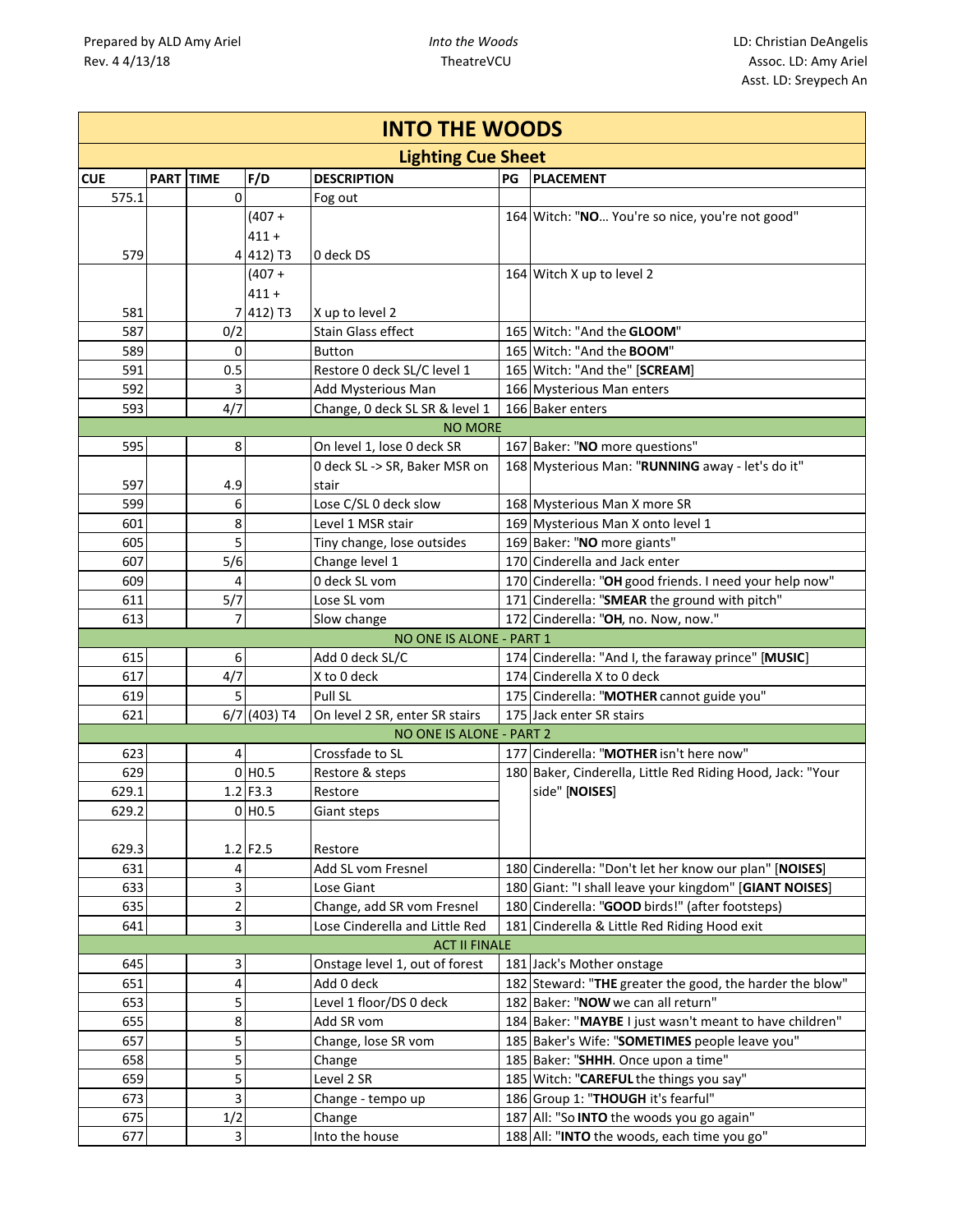Prepared by ALD Amy Ariel
Rev. 4 4/13/18

*Into the Woods*
TheatreVCU

LD: Christian DeAngelis
Assoc. LD: Amy Ariel
Asst. LD: Sreypech An

# INTO THE WOODS

## Lighting Cue Sheet

| CUE | PART | TIME | F/D | DESCRIPTION | PG | PLACEMENT |
|---|---|---|---|---|---|---|
| 575.1 | | 0 | | Fog out | | |
| 579 | | 4 | (407 + 411 + 412) T3 | 0 deck DS | 164 | Witch: "**NO**… You're so nice, you're not good" |
| 581 | | 7 | (407 + 411 + 412) T3 | X up to level 2 | 164 | Witch X up to level 2 |
| 587 | | 0/2 | | Stain Glass effect | 165 | Witch: "And the **GLOOM**" |
| 589 | | 0 | | Button | 165 | Witch: "And the **BOOM**" |
| 591 | | 0.5 | | Restore 0 deck SL/C level 1 | 165 | Witch: "And the" [**SCREAM**] |
| 592 | | 3 | | Add Mysterious Man | 166 | Mysterious Man enters |
| 593 | | 4/7 | | Change, 0 deck SL SR & level 1 | 166 | Baker enters |
| | | | | NO MORE | | |
| 595 | | 8 | | On level 1, lose 0 deck SR | 167 | Baker: "**NO** more questions" |
| 597 | | 4.9 | | 0 deck SL -> SR, Baker MSR on stair | 168 | Mysterious Man: "**RUNNING** away - let's do it" |
| 599 | | 6 | | Lose C/SL 0 deck slow | 168 | Mysterious Man X more SR |
| 601 | | 8 | | Level 1 MSR stair | 169 | Mysterious Man X onto level 1 |
| 605 | | 5 | | Tiny change, lose outsides | 169 | Baker: "**NO** more giants" |
| 607 | | 5/6 | | Change level 1 | 170 | Cinderella and Jack enter |
| 609 | | 4 | | 0 deck SL vom | 170 | Cinderella: "**OH** good friends. I need your help now" |
| 611 | | 5/7 | | Lose SL vom | 171 | Cinderella: "**SMEAR** the ground with pitch" |
| 613 | | 7 | | Slow change | 172 | Cinderella: "**OH**, no. Now, now." |
| | | | | NO ONE IS ALONE - PART 1 | | |
| 615 | | 6 | | Add 0 deck SL/C | 174 | Cinderella: "And I, the faraway prince" [**MUSIC**] |
| 617 | | 4/7 | | X to 0 deck | 174 | Cinderella X to 0 deck |
| 619 | | 5 | | Pull SL | 175 | Cinderella: "**MOTHER** cannot guide you" |
| 621 | | 6/7 | (403) T4 | On level 2 SR, enter SR stairs | 175 | Jack enter SR stairs |
| | | | | NO ONE IS ALONE - PART 2 | | |
| 623 | | 4 | | Crossfade to SL | 177 | Cinderella: "**MOTHER** isn't here now" |
| 629 | | 0 | H0.5 | Restore & steps | 180 | Baker, Cinderella, Little Red Riding Hood, Jack: "Your side" [**NOISES**] |
| 629.1 | | 1.2 | F3.3 | Restore | | |
| 629.2 | | 0 | H0.5 | Giant steps | | |
| 629.3 | | 1.2 | F2.5 | Restore | | |
| 631 | | 4 | | Add SL vom Fresnel | 180 | Cinderella: "Don't let her know our plan" [**NOISES**] |
| 633 | | 3 | | Lose Giant | 180 | Giant: "I shall leave your kingdom" [**GIANT NOISES**] |
| 635 | | 2 | | Change, add SR vom Fresnel | 180 | Cinderella: "**GOOD** birds!" (after footsteps) |
| 641 | | 3 | | Lose Cinderella and Little Red | 181 | Cinderella & Little Red Riding Hood exit |
| | | | | ACT II FINALE | | |
| 645 | | 3 | | Onstage level 1, out of forest | 181 | Jack's Mother onstage |
| 651 | | 4 | | Add 0 deck | 182 | Steward: "**THE** greater the good, the harder the blow" |
| 653 | | 5 | | Level 1 floor/DS 0 deck | 182 | Baker: "**NOW** we can all return" |
| 655 | | 8 | | Add SR vom | 184 | Baker: "**MAYBE** I just wasn't meant to have children" |
| 657 | | 5 | | Change, lose SR vom | 185 | Baker's Wife: "**SOMETIMES** people leave you" |
| 658 | | 5 | | Change | 185 | Baker: "**SHHH**. Once upon a time" |
| 659 | | 5 | | Level 2 SR | 185 | Witch: "**CAREFUL** the things you say" |
| 673 | | 3 | | Change - tempo up | 186 | Group 1: "**THOUGH** it's fearful" |
| 675 | | 1/2 | | Change | 187 | All: "So **INTO** the woods you go again" |
| 677 | | 3 | | Into the house | 188 | All: "**INTO** the woods, each time you go" |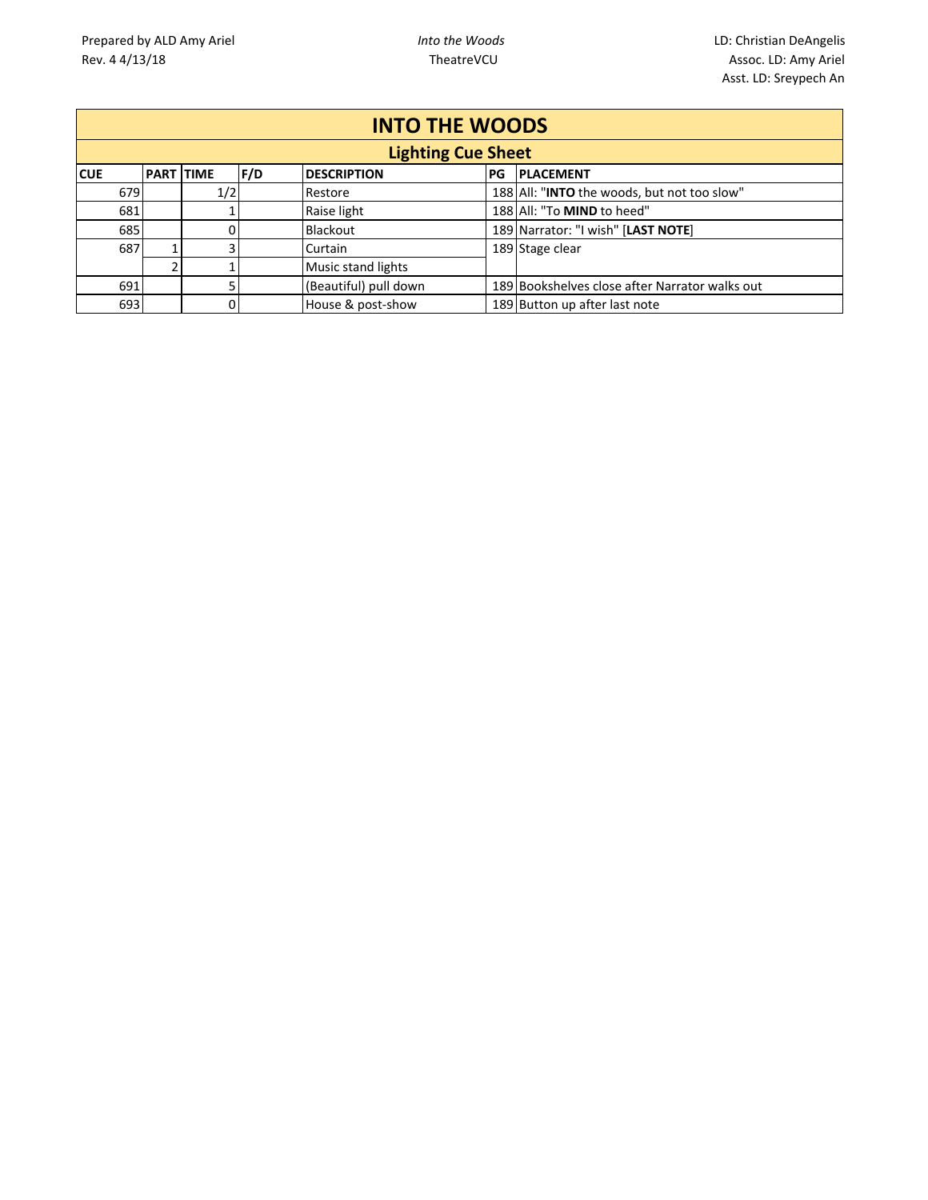Prepared by ALD Amy Ariel
Rev. 4 4/13/18

*Into the Woods*
TheatreVCU

LD: Christian DeAngelis
Assoc. LD: Amy Ariel
Asst. LD: Sreypech An

# INTO THE WOODS

## Lighting Cue Sheet

| CUE | PART | TIME | F/D | DESCRIPTION | PG | PLACEMENT |
|---|---|---|---|---|---|---|
| 679 | | 1/2 | | Restore | 188 | All: "**INTO** the woods, but not too slow" |
| 681 | | 1 | | Raise light | 188 | All: "To **MIND** to heed" |
| 685 | | 0 | | Blackout | 189 | Narrator: "I wish" [**LAST NOTE**] |
| 687 | 1 | 3 | | Curtain | 189 | Stage clear |
| | 2 | 1 | | Music stand lights | | |
| 691 | | 5 | | (Beautiful) pull down | 189 | Bookshelves close after Narrator walks out |
| 693 | | 0 | | House & post-show | 189 | Button up after last note |